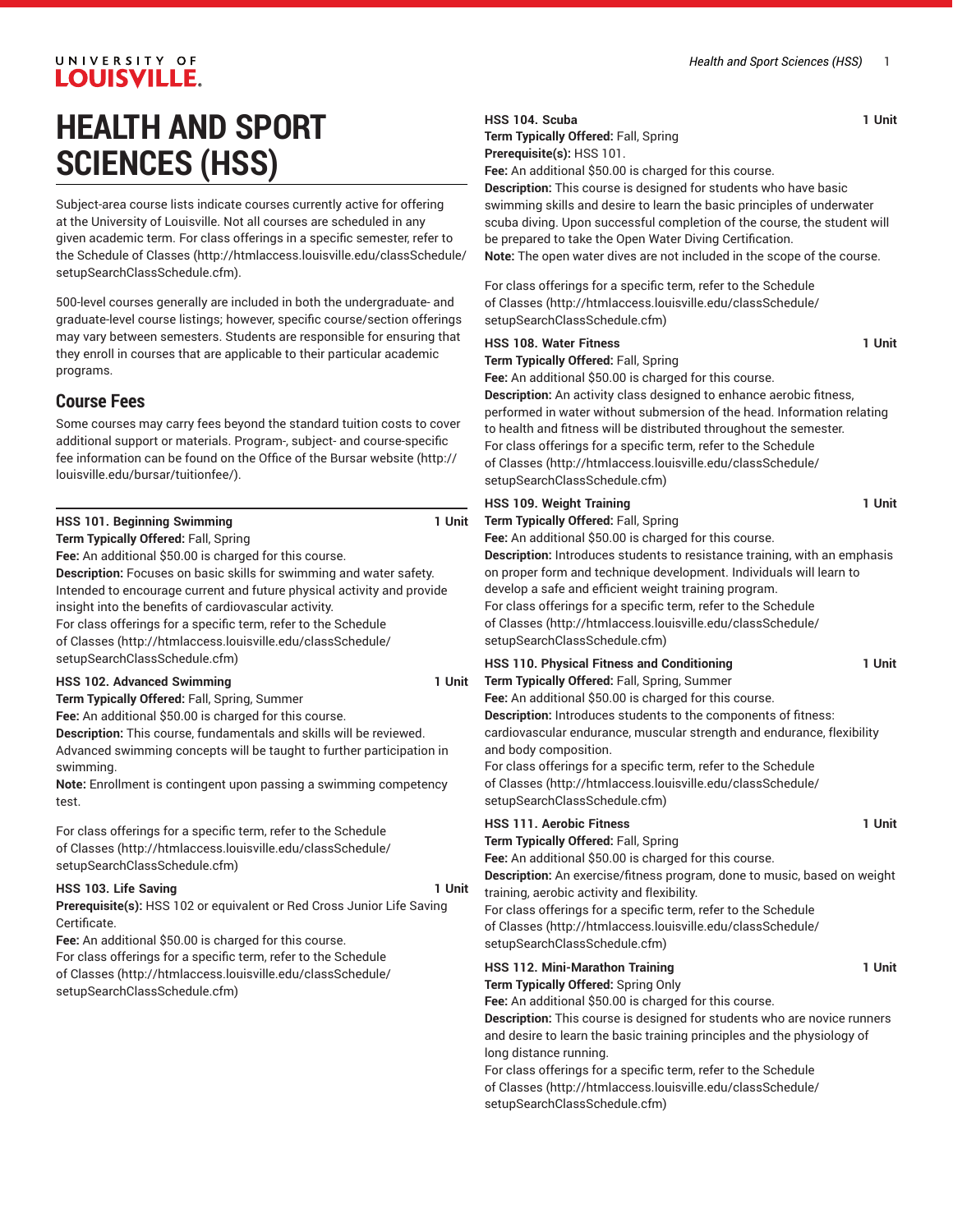# HEALTH AND SPORT SCIENCES (HSS)

Subject-area course lists indicate courses currently active for offering at the University of Louisville. Not all courses are scheduled in any given academic term. For class offerings in a specific semester, refer to the Schedule of Classes (http://htmlaccess.louisville.edu/classSchedule/setupSearchClassSchedule.cfm).

500-level courses generally are included in both the undergraduate- and graduate-level course listings; however, specific course/section offerings may vary between semesters. Students are responsible for ensuring that they enroll in courses that are applicable to their particular academic programs.

## Course Fees

Some courses may carry fees beyond the standard tuition costs to cover additional support or materials. Program-, subject- and course-specific fee information can be found on the Office of the Bursar website (http://louisville.edu/bursar/tuitionfee/).

---

**HSS 101. Beginning Swimming** **1 Unit**
**Term Typically Offered:** Fall, Spring
**Fee:** An additional $50.00 is charged for this course.
**Description:** Focuses on basic skills for swimming and water safety. Intended to encourage current and future physical activity and provide insight into the benefits of cardiovascular activity.
For class offerings for a specific term, refer to the Schedule of Classes (http://htmlaccess.louisville.edu/classSchedule/setupSearchClassSchedule.cfm)

**HSS 102. Advanced Swimming** **1 Unit**
**Term Typically Offered:** Fall, Spring, Summer
**Fee:** An additional $50.00 is charged for this course.
**Description:** This course, fundamentals and skills will be reviewed. Advanced swimming concepts will be taught to further participation in swimming.
**Note:** Enrollment is contingent upon passing a swimming competency test.

For class offerings for a specific term, refer to the Schedule of Classes (http://htmlaccess.louisville.edu/classSchedule/setupSearchClassSchedule.cfm)

**HSS 103. Life Saving** **1 Unit**
**Prerequisite(s):** HSS 102 or equivalent or Red Cross Junior Life Saving Certificate.
**Fee:** An additional $50.00 is charged for this course.
For class offerings for a specific term, refer to the Schedule of Classes (http://htmlaccess.louisville.edu/classSchedule/setupSearchClassSchedule.cfm)

**HSS 104. Scuba** **1 Unit**
**Term Typically Offered:** Fall, Spring
**Prerequisite(s):** HSS 101.
**Fee:** An additional $50.00 is charged for this course.
**Description:** This course is designed for students who have basic swimming skills and desire to learn the basic principles of underwater scuba diving. Upon successful completion of the course, the student will be prepared to take the Open Water Diving Certification.
**Note:** The open water dives are not included in the scope of the course.

For class offerings for a specific term, refer to the Schedule of Classes (http://htmlaccess.louisville.edu/classSchedule/setupSearchClassSchedule.cfm)

**HSS 108. Water Fitness** **1 Unit**
**Term Typically Offered:** Fall, Spring
**Fee:** An additional $50.00 is charged for this course.
**Description:** An activity class designed to enhance aerobic fitness, performed in water without submersion of the head. Information relating to health and fitness will be distributed throughout the semester.
For class offerings for a specific term, refer to the Schedule of Classes (http://htmlaccess.louisville.edu/classSchedule/setupSearchClassSchedule.cfm)

**HSS 109. Weight Training** **1 Unit**
**Term Typically Offered:** Fall, Spring
**Fee:** An additional $50.00 is charged for this course.
**Description:** Introduces students to resistance training, with an emphasis on proper form and technique development. Individuals will learn to develop a safe and efficient weight training program.
For class offerings for a specific term, refer to the Schedule of Classes (http://htmlaccess.louisville.edu/classSchedule/setupSearchClassSchedule.cfm)

**HSS 110. Physical Fitness and Conditioning** **1 Unit**
**Term Typically Offered:** Fall, Spring, Summer
**Fee:** An additional $50.00 is charged for this course.
**Description:** Introduces students to the components of fitness: cardiovascular endurance, muscular strength and endurance, flexibility and body composition.
For class offerings for a specific term, refer to the Schedule of Classes (http://htmlaccess.louisville.edu/classSchedule/setupSearchClassSchedule.cfm)

**HSS 111. Aerobic Fitness** **1 Unit**
**Term Typically Offered:** Fall, Spring
**Fee:** An additional $50.00 is charged for this course.
**Description:** An exercise/fitness program, done to music, based on weight training, aerobic activity and flexibility.
For class offerings for a specific term, refer to the Schedule of Classes (http://htmlaccess.louisville.edu/classSchedule/setupSearchClassSchedule.cfm)

**HSS 112. Mini-Marathon Training** **1 Unit**
**Term Typically Offered:** Spring Only
**Fee:** An additional $50.00 is charged for this course.
**Description:** This course is designed for students who are novice runners and desire to learn the basic training principles and the physiology of long distance running.
For class offerings for a specific term, refer to the Schedule of Classes (http://htmlaccess.louisville.edu/classSchedule/setupSearchClassSchedule.cfm)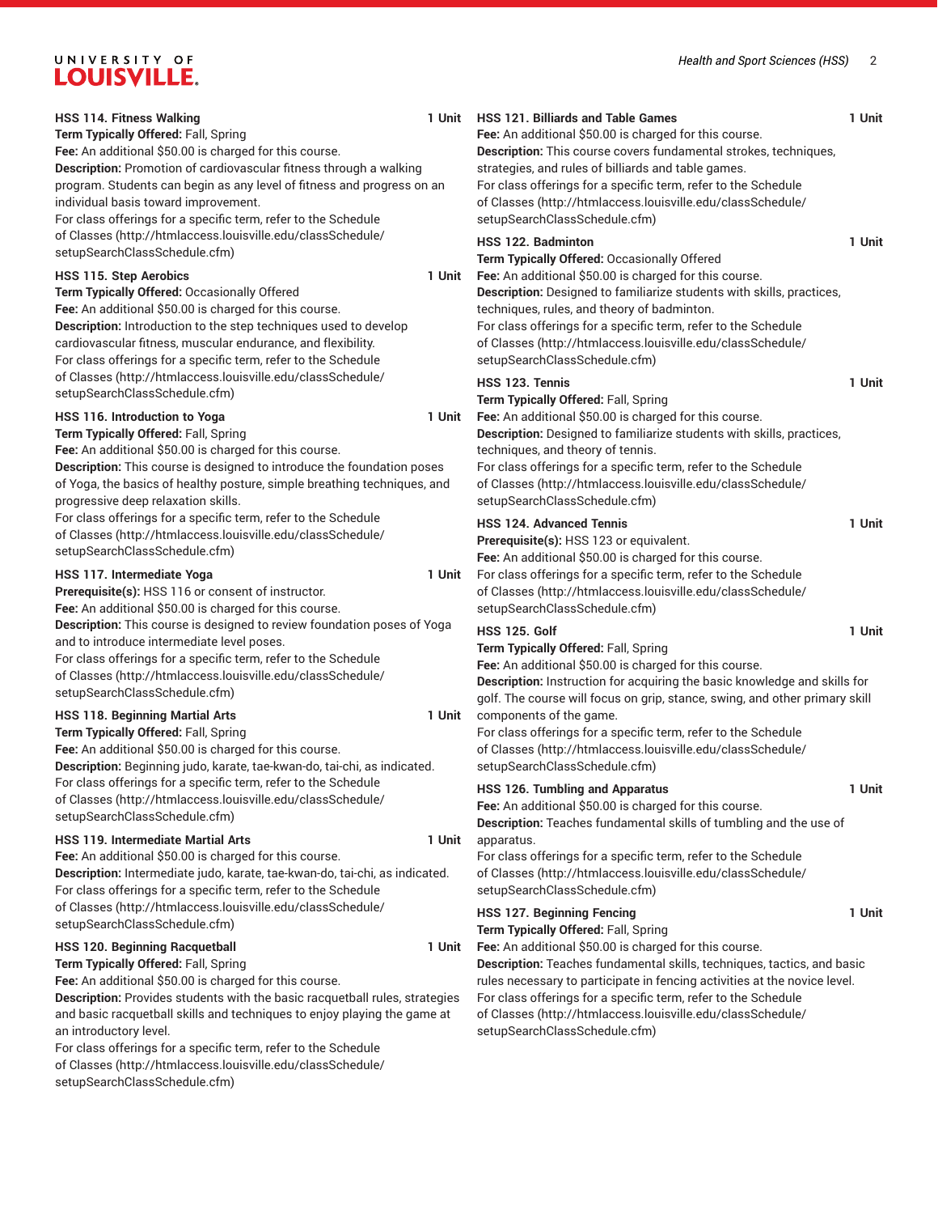**HSS 114. Fitness Walking** **1 Unit**
**Term Typically Offered:** Fall, Spring
**Fee:** An additional $50.00 is charged for this course.
**Description:** Promotion of cardiovascular fitness through a walking program. Students can begin as any level of fitness and progress on an individual basis toward improvement.
For class offerings for a specific term, refer to the Schedule of Classes (http://htmlaccess.louisville.edu/classSchedule/setupSearchClassSchedule.cfm)

**HSS 115. Step Aerobics** **1 Unit**
**Term Typically Offered:** Occasionally Offered
**Fee:** An additional $50.00 is charged for this course.
**Description:** Introduction to the step techniques used to develop cardiovascular fitness, muscular endurance, and flexibility.
For class offerings for a specific term, refer to the Schedule of Classes (http://htmlaccess.louisville.edu/classSchedule/setupSearchClassSchedule.cfm)

**HSS 116. Introduction to Yoga** **1 Unit**
**Term Typically Offered:** Fall, Spring
**Fee:** An additional $50.00 is charged for this course.
**Description:** This course is designed to introduce the foundation poses of Yoga, the basics of healthy posture, simple breathing techniques, and progressive deep relaxation skills.
For class offerings for a specific term, refer to the Schedule of Classes (http://htmlaccess.louisville.edu/classSchedule/setupSearchClassSchedule.cfm)

**HSS 117. Intermediate Yoga** **1 Unit**
**Prerequisite(s):** HSS 116 or consent of instructor.
**Fee:** An additional $50.00 is charged for this course.
**Description:** This course is designed to review foundation poses of Yoga and to introduce intermediate level poses.
For class offerings for a specific term, refer to the Schedule of Classes (http://htmlaccess.louisville.edu/classSchedule/setupSearchClassSchedule.cfm)

**HSS 118. Beginning Martial Arts** **1 Unit**
**Term Typically Offered:** Fall, Spring
**Fee:** An additional $50.00 is charged for this course.
**Description:** Beginning judo, karate, tae-kwan-do, tai-chi, as indicated.
For class offerings for a specific term, refer to the Schedule of Classes (http://htmlaccess.louisville.edu/classSchedule/setupSearchClassSchedule.cfm)

**HSS 119. Intermediate Martial Arts** **1 Unit**
**Fee:** An additional $50.00 is charged for this course.
**Description:** Intermediate judo, karate, tae-kwan-do, tai-chi, as indicated.
For class offerings for a specific term, refer to the Schedule of Classes (http://htmlaccess.louisville.edu/classSchedule/setupSearchClassSchedule.cfm)

**HSS 120. Beginning Racquetball** **1 Unit**
**Term Typically Offered:** Fall, Spring
**Fee:** An additional $50.00 is charged for this course.
**Description:** Provides students with the basic racquetball rules, strategies and basic racquetball skills and techniques to enjoy playing the game at an introductory level.
For class offerings for a specific term, refer to the Schedule of Classes (http://htmlaccess.louisville.edu/classSchedule/setupSearchClassSchedule.cfm)

**HSS 121. Billiards and Table Games** **1 Unit**
**Fee:** An additional $50.00 is charged for this course.
**Description:** This course covers fundamental strokes, techniques, strategies, and rules of billiards and table games.
For class offerings for a specific term, refer to the Schedule of Classes (http://htmlaccess.louisville.edu/classSchedule/setupSearchClassSchedule.cfm)

**HSS 122. Badminton** **1 Unit**
**Term Typically Offered:** Occasionally Offered
**Fee:** An additional $50.00 is charged for this course.
**Description:** Designed to familiarize students with skills, practices, techniques, rules, and theory of badminton.
For class offerings for a specific term, refer to the Schedule of Classes (http://htmlaccess.louisville.edu/classSchedule/setupSearchClassSchedule.cfm)

**HSS 123. Tennis** **1 Unit**
**Term Typically Offered:** Fall, Spring
**Fee:** An additional $50.00 is charged for this course.
**Description:** Designed to familiarize students with skills, practices, techniques, and theory of tennis.
For class offerings for a specific term, refer to the Schedule of Classes (http://htmlaccess.louisville.edu/classSchedule/setupSearchClassSchedule.cfm)

**HSS 124. Advanced Tennis** **1 Unit**
**Prerequisite(s):** HSS 123 or equivalent.
**Fee:** An additional $50.00 is charged for this course.
For class offerings for a specific term, refer to the Schedule of Classes (http://htmlaccess.louisville.edu/classSchedule/setupSearchClassSchedule.cfm)

**HSS 125. Golf** **1 Unit**
**Term Typically Offered:** Fall, Spring
**Fee:** An additional $50.00 is charged for this course.
**Description:** Instruction for acquiring the basic knowledge and skills for golf. The course will focus on grip, stance, swing, and other primary skill components of the game.
For class offerings for a specific term, refer to the Schedule of Classes (http://htmlaccess.louisville.edu/classSchedule/setupSearchClassSchedule.cfm)

**HSS 126. Tumbling and Apparatus** **1 Unit**
**Fee:** An additional $50.00 is charged for this course.
**Description:** Teaches fundamental skills of tumbling and the use of apparatus.
For class offerings for a specific term, refer to the Schedule of Classes (http://htmlaccess.louisville.edu/classSchedule/setupSearchClassSchedule.cfm)

**HSS 127. Beginning Fencing** **1 Unit**
**Term Typically Offered:** Fall, Spring
**Fee:** An additional $50.00 is charged for this course.
**Description:** Teaches fundamental skills, techniques, tactics, and basic rules necessary to participate in fencing activities at the novice level.
For class offerings for a specific term, refer to the Schedule of Classes (http://htmlaccess.louisville.edu/classSchedule/setupSearchClassSchedule.cfm)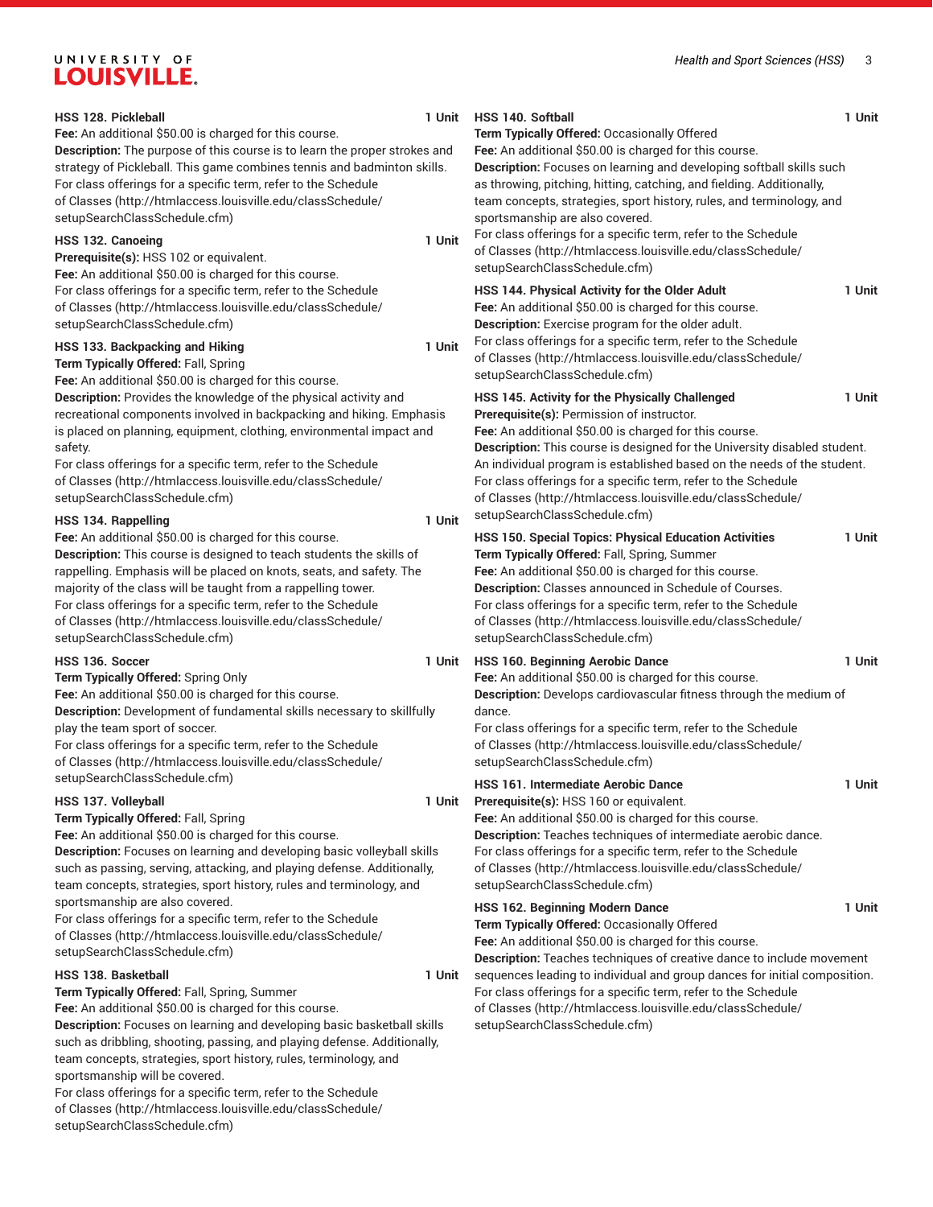**HSS 128. Pickleball** **1 Unit**

**Fee:** An additional $50.00 is charged for this course.

**Description:** The purpose of this course is to learn the proper strokes and strategy of Pickleball. This game combines tennis and badminton skills.

For class offerings for a specific term, refer to the Schedule of Classes (http://htmlaccess.louisville.edu/classSchedule/setupSearchClassSchedule.cfm)

**HSS 132. Canoeing** **1 Unit**

**Prerequisite(s):** HSS 102 or equivalent.

**Fee:** An additional $50.00 is charged for this course.

For class offerings for a specific term, refer to the Schedule of Classes (http://htmlaccess.louisville.edu/classSchedule/setupSearchClassSchedule.cfm)

**HSS 133. Backpacking and Hiking** **1 Unit**

**Term Typically Offered:** Fall, Spring

**Fee:** An additional $50.00 is charged for this course.

**Description:** Provides the knowledge of the physical activity and recreational components involved in backpacking and hiking. Emphasis is placed on planning, equipment, clothing, environmental impact and safety.

For class offerings for a specific term, refer to the Schedule of Classes (http://htmlaccess.louisville.edu/classSchedule/setupSearchClassSchedule.cfm)

**HSS 134. Rappelling** **1 Unit**

**Fee:** An additional $50.00 is charged for this course.

**Description:** This course is designed to teach students the skills of rappelling. Emphasis will be placed on knots, seats, and safety. The majority of the class will be taught from a rappelling tower.

For class offerings for a specific term, refer to the Schedule of Classes (http://htmlaccess.louisville.edu/classSchedule/setupSearchClassSchedule.cfm)

**HSS 136. Soccer** **1 Unit**

**Term Typically Offered:** Spring Only

**Fee:** An additional $50.00 is charged for this course.

**Description:** Development of fundamental skills necessary to skillfully play the team sport of soccer.

For class offerings for a specific term, refer to the Schedule of Classes (http://htmlaccess.louisville.edu/classSchedule/setupSearchClassSchedule.cfm)

**HSS 137. Volleyball** **1 Unit**

**Term Typically Offered:** Fall, Spring

**Fee:** An additional $50.00 is charged for this course.

**Description:** Focuses on learning and developing basic volleyball skills such as passing, serving, attacking, and playing defense. Additionally, team concepts, strategies, sport history, rules and terminology, and sportsmanship are also covered.

For class offerings for a specific term, refer to the Schedule of Classes (http://htmlaccess.louisville.edu/classSchedule/setupSearchClassSchedule.cfm)

**HSS 138. Basketball** **1 Unit**

**Term Typically Offered:** Fall, Spring, Summer

**Fee:** An additional $50.00 is charged for this course.

**Description:** Focuses on learning and developing basic basketball skills such as dribbling, shooting, passing, and playing defense. Additionally, team concepts, strategies, sport history, rules, terminology, and sportsmanship will be covered.

For class offerings for a specific term, refer to the Schedule of Classes (http://htmlaccess.louisville.edu/classSchedule/setupSearchClassSchedule.cfm)

**HSS 140. Softball** **1 Unit**

**Term Typically Offered:** Occasionally Offered

**Fee:** An additional $50.00 is charged for this course.

**Description:** Focuses on learning and developing softball skills such as throwing, pitching, hitting, catching, and fielding. Additionally, team concepts, strategies, sport history, rules, and terminology, and sportsmanship are also covered.

For class offerings for a specific term, refer to the Schedule of Classes (http://htmlaccess.louisville.edu/classSchedule/setupSearchClassSchedule.cfm)

**HSS 144. Physical Activity for the Older Adult** **1 Unit**

**Fee:** An additional $50.00 is charged for this course.

**Description:** Exercise program for the older adult.

For class offerings for a specific term, refer to the Schedule of Classes (http://htmlaccess.louisville.edu/classSchedule/setupSearchClassSchedule.cfm)

**HSS 145. Activity for the Physically Challenged** **1 Unit**

**Prerequisite(s):** Permission of instructor.

**Fee:** An additional $50.00 is charged for this course.

**Description:** This course is designed for the University disabled student. An individual program is established based on the needs of the student.

For class offerings for a specific term, refer to the Schedule of Classes (http://htmlaccess.louisville.edu/classSchedule/setupSearchClassSchedule.cfm)

**HSS 150. Special Topics: Physical Education Activities** **1 Unit**

**Term Typically Offered:** Fall, Spring, Summer

**Fee:** An additional $50.00 is charged for this course.

**Description:** Classes announced in Schedule of Courses.

For class offerings for a specific term, refer to the Schedule of Classes (http://htmlaccess.louisville.edu/classSchedule/setupSearchClassSchedule.cfm)

**HSS 160. Beginning Aerobic Dance** **1 Unit**

**Fee:** An additional $50.00 is charged for this course.

**Description:** Develops cardiovascular fitness through the medium of dance.

For class offerings for a specific term, refer to the Schedule of Classes (http://htmlaccess.louisville.edu/classSchedule/setupSearchClassSchedule.cfm)

**HSS 161. Intermediate Aerobic Dance** **1 Unit**

**Prerequisite(s):** HSS 160 or equivalent.

**Fee:** An additional $50.00 is charged for this course.

**Description:** Teaches techniques of intermediate aerobic dance.

For class offerings for a specific term, refer to the Schedule of Classes (http://htmlaccess.louisville.edu/classSchedule/setupSearchClassSchedule.cfm)

**HSS 162. Beginning Modern Dance** **1 Unit**

**Term Typically Offered:** Occasionally Offered

**Fee:** An additional $50.00 is charged for this course.

**Description:** Teaches techniques of creative dance to include movement sequences leading to individual and group dances for initial composition.

For class offerings for a specific term, refer to the Schedule of Classes (http://htmlaccess.louisville.edu/classSchedule/setupSearchClassSchedule.cfm)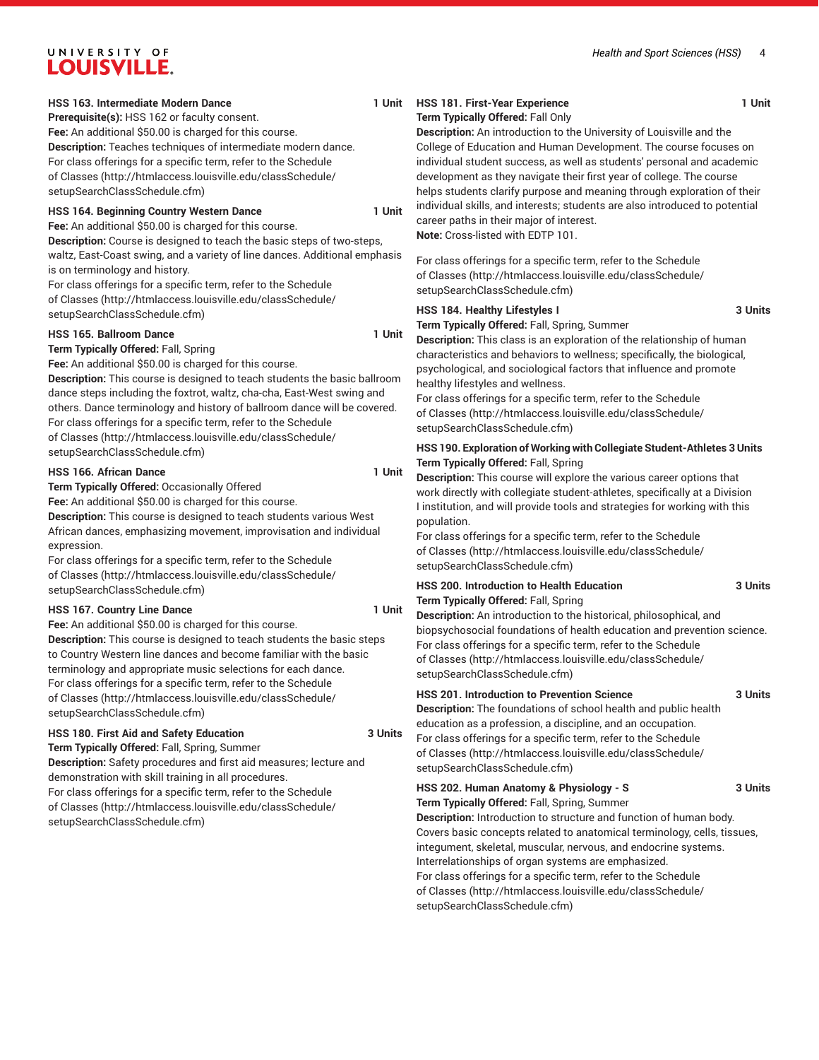**HSS 163. Intermediate Modern Dance** **1 Unit**
**Prerequisite(s):** HSS 162 or faculty consent.
**Fee:** An additional $50.00 is charged for this course.
**Description:** Teaches techniques of intermediate modern dance.
For class offerings for a specific term, refer to the Schedule of Classes (http://htmlaccess.louisville.edu/classSchedule/setupSearchClassSchedule.cfm)

**HSS 164. Beginning Country Western Dance** **1 Unit**
**Fee:** An additional $50.00 is charged for this course.
**Description:** Course is designed to teach the basic steps of two-steps, waltz, East-Coast swing, and a variety of line dances. Additional emphasis is on terminology and history.
For class offerings for a specific term, refer to the Schedule of Classes (http://htmlaccess.louisville.edu/classSchedule/setupSearchClassSchedule.cfm)

**HSS 165. Ballroom Dance** **1 Unit**
**Term Typically Offered:** Fall, Spring
**Fee:** An additional $50.00 is charged for this course.
**Description:** This course is designed to teach students the basic ballroom dance steps including the foxtrot, waltz, cha-cha, East-West swing and others. Dance terminology and history of ballroom dance will be covered.
For class offerings for a specific term, refer to the Schedule of Classes (http://htmlaccess.louisville.edu/classSchedule/setupSearchClassSchedule.cfm)

**HSS 166. African Dance** **1 Unit**
**Term Typically Offered:** Occasionally Offered
**Fee:** An additional $50.00 is charged for this course.
**Description:** This course is designed to teach students various West African dances, emphasizing movement, improvisation and individual expression.
For class offerings for a specific term, refer to the Schedule of Classes (http://htmlaccess.louisville.edu/classSchedule/setupSearchClassSchedule.cfm)

**HSS 167. Country Line Dance** **1 Unit**
**Fee:** An additional $50.00 is charged for this course.
**Description:** This course is designed to teach students the basic steps to Country Western line dances and become familiar with the basic terminology and appropriate music selections for each dance.
For class offerings for a specific term, refer to the Schedule of Classes (http://htmlaccess.louisville.edu/classSchedule/setupSearchClassSchedule.cfm)

**HSS 180. First Aid and Safety Education** **3 Units**
**Term Typically Offered:** Fall, Spring, Summer
**Description:** Safety procedures and first aid measures; lecture and demonstration with skill training in all procedures.
For class offerings for a specific term, refer to the Schedule of Classes (http://htmlaccess.louisville.edu/classSchedule/setupSearchClassSchedule.cfm)

**HSS 181. First-Year Experience** **1 Unit**
**Term Typically Offered:** Fall Only
**Description:** An introduction to the University of Louisville and the College of Education and Human Development. The course focuses on individual student success, as well as students' personal and academic development as they navigate their first year of college. The course helps students clarify purpose and meaning through exploration of their individual skills, and interests; students are also introduced to potential career paths in their major of interest.
**Note:** Cross-listed with EDTP 101.

For class offerings for a specific term, refer to the Schedule of Classes (http://htmlaccess.louisville.edu/classSchedule/setupSearchClassSchedule.cfm)

**HSS 184. Healthy Lifestyles I** **3 Units**
**Term Typically Offered:** Fall, Spring, Summer
**Description:** This class is an exploration of the relationship of human characteristics and behaviors to wellness; specifically, the biological, psychological, and sociological factors that influence and promote healthy lifestyles and wellness.
For class offerings for a specific term, refer to the Schedule of Classes (http://htmlaccess.louisville.edu/classSchedule/setupSearchClassSchedule.cfm)

**HSS 190. Exploration of Working with Collegiate Student-Athletes** **3 Units**
**Term Typically Offered:** Fall, Spring
**Description:** This course will explore the various career options that work directly with collegiate student-athletes, specifically at a Division I institution, and will provide tools and strategies for working with this population.
For class offerings for a specific term, refer to the Schedule of Classes (http://htmlaccess.louisville.edu/classSchedule/setupSearchClassSchedule.cfm)

**HSS 200. Introduction to Health Education** **3 Units**
**Term Typically Offered:** Fall, Spring
**Description:** An introduction to the historical, philosophical, and biopsychosocial foundations of health education and prevention science.
For class offerings for a specific term, refer to the Schedule of Classes (http://htmlaccess.louisville.edu/classSchedule/setupSearchClassSchedule.cfm)

**HSS 201. Introduction to Prevention Science** **3 Units**
**Description:** The foundations of school health and public health education as a profession, a discipline, and an occupation.
For class offerings for a specific term, refer to the Schedule of Classes (http://htmlaccess.louisville.edu/classSchedule/setupSearchClassSchedule.cfm)

**HSS 202. Human Anatomy & Physiology - S** **3 Units**
**Term Typically Offered:** Fall, Spring, Summer
**Description:** Introduction to structure and function of human body. Covers basic concepts related to anatomical terminology, cells, tissues, integument, skeletal, muscular, nervous, and endocrine systems. Interrelationships of organ systems are emphasized.
For class offerings for a specific term, refer to the Schedule of Classes (http://htmlaccess.louisville.edu/classSchedule/setupSearchClassSchedule.cfm)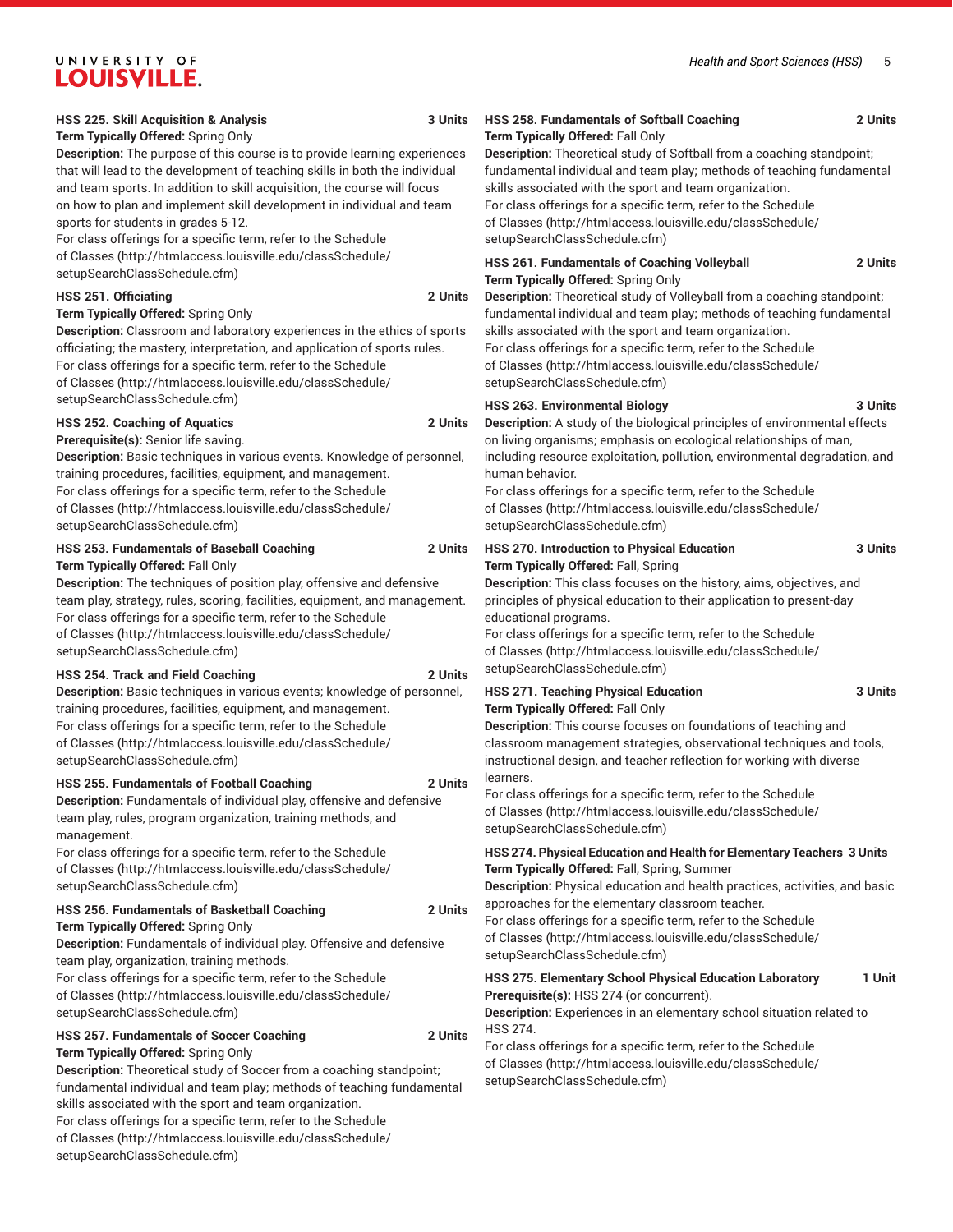**HSS 225. Skill Acquisition & Analysis** **3 Units**
**Term Typically Offered:** Spring Only
**Description:** The purpose of this course is to provide learning experiences that will lead to the development of teaching skills in both the individual and team sports. In addition to skill acquisition, the course will focus on how to plan and implement skill development in individual and team sports for students in grades 5-12.
For class offerings for a specific term, refer to the Schedule of Classes (http://htmlaccess.louisville.edu/classSchedule/setupSearchClassSchedule.cfm)

**HSS 251. Officiating** **2 Units**
**Term Typically Offered:** Spring Only
**Description:** Classroom and laboratory experiences in the ethics of sports officiating; the mastery, interpretation, and application of sports rules.
For class offerings for a specific term, refer to the Schedule of Classes (http://htmlaccess.louisville.edu/classSchedule/setupSearchClassSchedule.cfm)

**HSS 252. Coaching of Aquatics** **2 Units**
**Prerequisite(s):** Senior life saving.
**Description:** Basic techniques in various events. Knowledge of personnel, training procedures, facilities, equipment, and management.
For class offerings for a specific term, refer to the Schedule of Classes (http://htmlaccess.louisville.edu/classSchedule/setupSearchClassSchedule.cfm)

**HSS 253. Fundamentals of Baseball Coaching** **2 Units**
**Term Typically Offered:** Fall Only
**Description:** The techniques of position play, offensive and defensive team play, strategy, rules, scoring, facilities, equipment, and management.
For class offerings for a specific term, refer to the Schedule of Classes (http://htmlaccess.louisville.edu/classSchedule/setupSearchClassSchedule.cfm)

**HSS 254. Track and Field Coaching** **2 Units**
**Description:** Basic techniques in various events; knowledge of personnel, training procedures, facilities, equipment, and management.
For class offerings for a specific term, refer to the Schedule of Classes (http://htmlaccess.louisville.edu/classSchedule/setupSearchClassSchedule.cfm)

**HSS 255. Fundamentals of Football Coaching** **2 Units**
**Description:** Fundamentals of individual play, offensive and defensive team play, rules, program organization, training methods, and management.
For class offerings for a specific term, refer to the Schedule of Classes (http://htmlaccess.louisville.edu/classSchedule/setupSearchClassSchedule.cfm)

**HSS 256. Fundamentals of Basketball Coaching** **2 Units**
**Term Typically Offered:** Spring Only
**Description:** Fundamentals of individual play. Offensive and defensive team play, organization, training methods.
For class offerings for a specific term, refer to the Schedule of Classes (http://htmlaccess.louisville.edu/classSchedule/setupSearchClassSchedule.cfm)

**HSS 257. Fundamentals of Soccer Coaching** **2 Units**
**Term Typically Offered:** Spring Only
**Description:** Theoretical study of Soccer from a coaching standpoint; fundamental individual and team play; methods of teaching fundamental skills associated with the sport and team organization.
For class offerings for a specific term, refer to the Schedule of Classes (http://htmlaccess.louisville.edu/classSchedule/setupSearchClassSchedule.cfm)

**HSS 258. Fundamentals of Softball Coaching** **2 Units**
**Term Typically Offered:** Fall Only
**Description:** Theoretical study of Softball from a coaching standpoint; fundamental individual and team play; methods of teaching fundamental skills associated with the sport and team organization.
For class offerings for a specific term, refer to the Schedule of Classes (http://htmlaccess.louisville.edu/classSchedule/setupSearchClassSchedule.cfm)

**HSS 261. Fundamentals of Coaching Volleyball** **2 Units**
**Term Typically Offered:** Spring Only
**Description:** Theoretical study of Volleyball from a coaching standpoint; fundamental individual and team play; methods of teaching fundamental skills associated with the sport and team organization.
For class offerings for a specific term, refer to the Schedule of Classes (http://htmlaccess.louisville.edu/classSchedule/setupSearchClassSchedule.cfm)

**HSS 263. Environmental Biology** **3 Units**
**Description:** A study of the biological principles of environmental effects on living organisms; emphasis on ecological relationships of man, including resource exploitation, pollution, environmental degradation, and human behavior.
For class offerings for a specific term, refer to the Schedule of Classes (http://htmlaccess.louisville.edu/classSchedule/setupSearchClassSchedule.cfm)

**HSS 270. Introduction to Physical Education** **3 Units**
**Term Typically Offered:** Fall, Spring
**Description:** This class focuses on the history, aims, objectives, and principles of physical education to their application to present-day educational programs.
For class offerings for a specific term, refer to the Schedule of Classes (http://htmlaccess.louisville.edu/classSchedule/setupSearchClassSchedule.cfm)

**HSS 271. Teaching Physical Education** **3 Units**
**Term Typically Offered:** Fall Only
**Description:** This course focuses on foundations of teaching and classroom management strategies, observational techniques and tools, instructional design, and teacher reflection for working with diverse learners.
For class offerings for a specific term, refer to the Schedule of Classes (http://htmlaccess.louisville.edu/classSchedule/setupSearchClassSchedule.cfm)

**HSS 274. Physical Education and Health for Elementary Teachers** **3 Units**
**Term Typically Offered:** Fall, Spring, Summer
**Description:** Physical education and health practices, activities, and basic approaches for the elementary classroom teacher.
For class offerings for a specific term, refer to the Schedule of Classes (http://htmlaccess.louisville.edu/classSchedule/setupSearchClassSchedule.cfm)

**HSS 275. Elementary School Physical Education Laboratory** **1 Unit**
**Prerequisite(s):** HSS 274 (or concurrent).
**Description:** Experiences in an elementary school situation related to HSS 274.
For class offerings for a specific term, refer to the Schedule of Classes (http://htmlaccess.louisville.edu/classSchedule/setupSearchClassSchedule.cfm)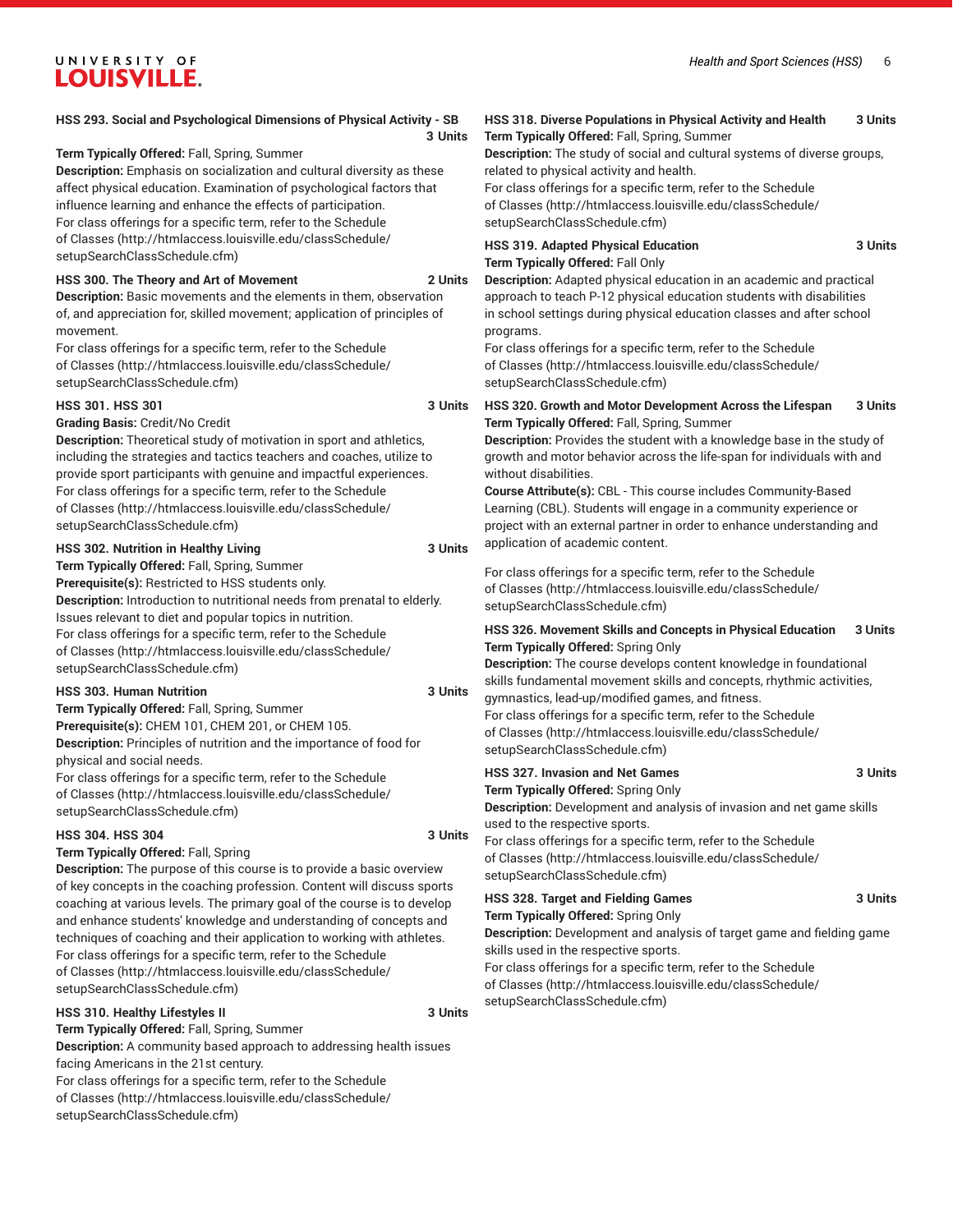**HSS 293. Social and Psychological Dimensions of Physical Activity - SB 3 Units**

**Term Typically Offered:** Fall, Spring, Summer

**Description:** Emphasis on socialization and cultural diversity as these affect physical education. Examination of psychological factors that influence learning and enhance the effects of participation.

For class offerings for a specific term, refer to the Schedule of Classes (http://htmlaccess.louisville.edu/classSchedule/setupSearchClassSchedule.cfm)

**HSS 300. The Theory and Art of Movement 2 Units**

**Description:** Basic movements and the elements in them, observation of, and appreciation for, skilled movement; application of principles of movement.

For class offerings for a specific term, refer to the Schedule of Classes (http://htmlaccess.louisville.edu/classSchedule/setupSearchClassSchedule.cfm)

**HSS 301. HSS 301 3 Units**

**Grading Basis:** Credit/No Credit

**Description:** Theoretical study of motivation in sport and athletics, including the strategies and tactics teachers and coaches, utilize to provide sport participants with genuine and impactful experiences.

For class offerings for a specific term, refer to the Schedule of Classes (http://htmlaccess.louisville.edu/classSchedule/setupSearchClassSchedule.cfm)

**HSS 302. Nutrition in Healthy Living 3 Units**

**Term Typically Offered:** Fall, Spring, Summer

**Prerequisite(s):** Restricted to HSS students only.

**Description:** Introduction to nutritional needs from prenatal to elderly. Issues relevant to diet and popular topics in nutrition.

For class offerings for a specific term, refer to the Schedule of Classes (http://htmlaccess.louisville.edu/classSchedule/setupSearchClassSchedule.cfm)

**HSS 303. Human Nutrition 3 Units**

**Term Typically Offered:** Fall, Spring, Summer

**Prerequisite(s):** CHEM 101, CHEM 201, or CHEM 105.

**Description:** Principles of nutrition and the importance of food for physical and social needs.

For class offerings for a specific term, refer to the Schedule of Classes (http://htmlaccess.louisville.edu/classSchedule/setupSearchClassSchedule.cfm)

**HSS 304. HSS 304 3 Units**

**Term Typically Offered:** Fall, Spring

**Description:** The purpose of this course is to provide a basic overview of key concepts in the coaching profession. Content will discuss sports coaching at various levels. The primary goal of the course is to develop and enhance students' knowledge and understanding of concepts and techniques of coaching and their application to working with athletes.

For class offerings for a specific term, refer to the Schedule of Classes (http://htmlaccess.louisville.edu/classSchedule/setupSearchClassSchedule.cfm)

**HSS 310. Healthy Lifestyles II 3 Units**

**Term Typically Offered:** Fall, Spring, Summer

**Description:** A community based approach to addressing health issues facing Americans in the 21st century.

For class offerings for a specific term, refer to the Schedule of Classes (http://htmlaccess.louisville.edu/classSchedule/setupSearchClassSchedule.cfm)

**HSS 318. Diverse Populations in Physical Activity and Health 3 Units**

**Term Typically Offered:** Fall, Spring, Summer

**Description:** The study of social and cultural systems of diverse groups, related to physical activity and health.

For class offerings for a specific term, refer to the Schedule of Classes (http://htmlaccess.louisville.edu/classSchedule/setupSearchClassSchedule.cfm)

**HSS 319. Adapted Physical Education 3 Units**

**Term Typically Offered:** Fall Only

**Description:** Adapted physical education in an academic and practical approach to teach P-12 physical education students with disabilities in school settings during physical education classes and after school programs.

For class offerings for a specific term, refer to the Schedule of Classes (http://htmlaccess.louisville.edu/classSchedule/setupSearchClassSchedule.cfm)

**HSS 320. Growth and Motor Development Across the Lifespan 3 Units**

**Term Typically Offered:** Fall, Spring, Summer

**Description:** Provides the student with a knowledge base in the study of growth and motor behavior across the life-span for individuals with and without disabilities.

**Course Attribute(s):** CBL - This course includes Community-Based Learning (CBL). Students will engage in a community experience or project with an external partner in order to enhance understanding and application of academic content.

For class offerings for a specific term, refer to the Schedule of Classes (http://htmlaccess.louisville.edu/classSchedule/setupSearchClassSchedule.cfm)

**HSS 326. Movement Skills and Concepts in Physical Education 3 Units**

**Term Typically Offered:** Spring Only

**Description:** The course develops content knowledge in foundational skills fundamental movement skills and concepts, rhythmic activities, gymnastics, lead-up/modified games, and fitness.

For class offerings for a specific term, refer to the Schedule of Classes (http://htmlaccess.louisville.edu/classSchedule/setupSearchClassSchedule.cfm)

**HSS 327. Invasion and Net Games 3 Units**

**Term Typically Offered:** Spring Only

**Description:** Development and analysis of invasion and net game skills used to the respective sports.

For class offerings for a specific term, refer to the Schedule of Classes (http://htmlaccess.louisville.edu/classSchedule/setupSearchClassSchedule.cfm)

**HSS 328. Target and Fielding Games 3 Units**

**Term Typically Offered:** Spring Only

**Description:** Development and analysis of target game and fielding game skills used in the respective sports.

For class offerings for a specific term, refer to the Schedule of Classes (http://htmlaccess.louisville.edu/classSchedule/setupSearchClassSchedule.cfm)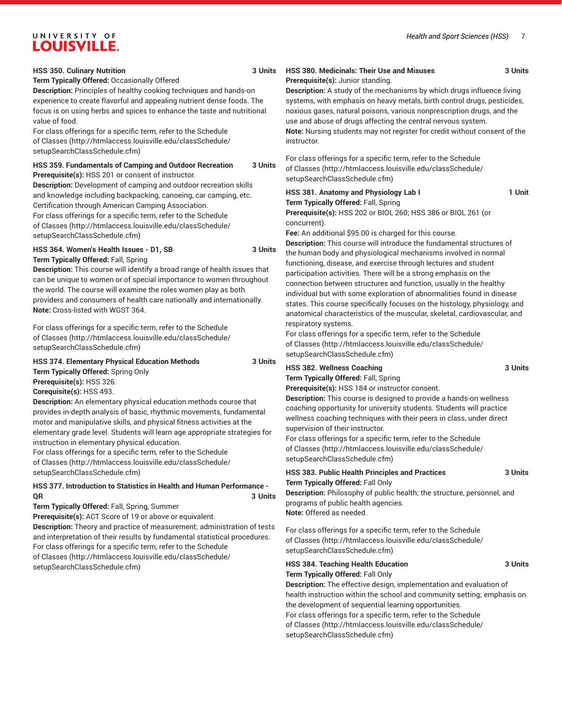**HSS 350. Culinary Nutrition** **3 Units**

**Term Typically Offered:** Occasionally Offered

**Description:** Principles of healthy cooking techniques and hands-on experience to create flavorful and appealing nutrient dense foods. The focus is on using herbs and spices to enhance the taste and nutritional value of food.

For class offerings for a specific term, refer to the Schedule of Classes (http://htmlaccess.louisville.edu/classSchedule/setupSearchClassSchedule.cfm)

**HSS 359. Fundamentals of Camping and Outdoor Recreation** **3 Units**

**Prerequisite(s):** HSS 201 or consent of instructor.

**Description:** Development of camping and outdoor recreation skills and knowledge including backpacking, canoeing, car camping, etc. Certification through American Camping Association.

For class offerings for a specific term, refer to the Schedule of Classes (http://htmlaccess.louisville.edu/classSchedule/setupSearchClassSchedule.cfm)

**HSS 364. Women's Health Issues - D1, SB** **3 Units**

**Term Typically Offered:** Fall, Spring

**Description:** This course will identify a broad range of health issues that can be unique to women or of special importance to women throughout the world. The course will examine the roles women play as both providers and consumers of health care nationally and internationally.

**Note:** Cross-listed with WGST 364.

For class offerings for a specific term, refer to the Schedule of Classes (http://htmlaccess.louisville.edu/classSchedule/setupSearchClassSchedule.cfm)

**HSS 374. Elementary Physical Education Methods** **3 Units**

**Term Typically Offered:** Spring Only

**Prerequisite(s):** HSS 326.

**Corequisite(s):** HSS 493.

**Description:** An elementary physical education methods course that provides in-depth analysis of basic, rhythmic movements, fundamental motor and manipulative skills, and physical fitness activities at the elementary grade level. Students will learn age appropriate strategies for instruction in elementary physical education.

For class offerings for a specific term, refer to the Schedule of Classes (http://htmlaccess.louisville.edu/classSchedule/setupSearchClassSchedule.cfm)

**HSS 377. Introduction to Statistics in Health and Human Performance - QR** **3 Units**

**Term Typically Offered:** Fall, Spring, Summer

**Prerequisite(s):** ACT Score of 19 or above or equivalent.

**Description:** Theory and practice of measurement; administration of tests and interpretation of their results by fundamental statistical procedures.

For class offerings for a specific term, refer to the Schedule of Classes (http://htmlaccess.louisville.edu/classSchedule/setupSearchClassSchedule.cfm)

**HSS 380. Medicinals: Their Use and Misuses** **3 Units**

**Prerequisite(s):** Junior standing.

**Description:** A study of the mechanisms by which drugs influence living systems, with emphasis on heavy metals, birth control drugs, pesticides, noxious gases, natural poisons, various nonprescription drugs, and the use and abuse of drugs affecting the central nervous system.

**Note:** Nursing students may not register for credit without consent of the instructor.

For class offerings for a specific term, refer to the Schedule of Classes (http://htmlaccess.louisville.edu/classSchedule/setupSearchClassSchedule.cfm)

**HSS 381. Anatomy and Physiology Lab I** **1 Unit**

**Term Typically Offered:** Fall, Spring

**Prerequisite(s):** HSS 202 or BIOL 260; HSS 386 or BIOL 261 (or concurrent).

**Fee:** An additional $95.00 is charged for this course.

**Description:** This course will introduce the fundamental structures of the human body and physiological mechanisms involved in normal functioning, disease, and exercise through lectures and student participation activities. There will be a strong emphasis on the connection between structures and function, usually in the healthy individual but with some exploration of abnormalities found in disease states. This course specifically focuses on the histology, physiology, and anatomical characteristics of the muscular, skeletal, cardiovascular, and respiratory systems.

For class offerings for a specific term, refer to the Schedule of Classes (http://htmlaccess.louisville.edu/classSchedule/setupSearchClassSchedule.cfm)

**HSS 382. Wellness Coaching** **3 Units**

**Term Typically Offered:** Fall, Spring

**Prerequisite(s):** HSS 184 or instructor consent.

**Description:** This course is designed to provide a hands-on wellness coaching opportunity for university students. Students will practice wellness coaching techniques with their peers in class, under direct supervision of their instructor.

For class offerings for a specific term, refer to the Schedule of Classes (http://htmlaccess.louisville.edu/classSchedule/setupSearchClassSchedule.cfm)

**HSS 383. Public Health Principles and Practices** **3 Units**

**Term Typically Offered:** Fall Only

**Description:** Philosophy of public health; the structure, personnel, and programs of public health agencies.

**Note:** Offered as needed.

For class offerings for a specific term, refer to the Schedule of Classes (http://htmlaccess.louisville.edu/classSchedule/setupSearchClassSchedule.cfm)

**HSS 384. Teaching Health Education** **3 Units**

**Term Typically Offered:** Fall Only

**Description:** The effective design, implementation and evaluation of health instruction within the school and community setting; emphasis on the development of sequential learning opportunities.

For class offerings for a specific term, refer to the Schedule of Classes (http://htmlaccess.louisville.edu/classSchedule/setupSearchClassSchedule.cfm)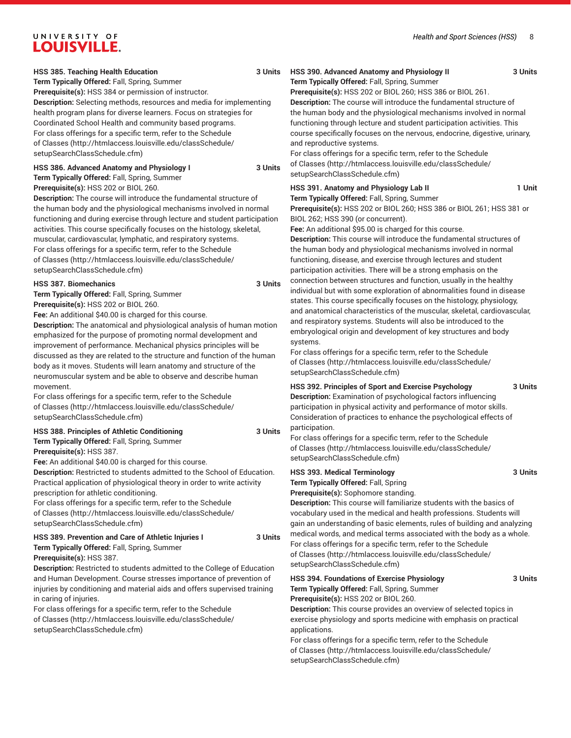**HSS 385. Teaching Health Education** **3 Units**

**Term Typically Offered:** Fall, Spring, Summer

**Prerequisite(s):** HSS 384 or permission of instructor.

**Description:** Selecting methods, resources and media for implementing health program plans for diverse learners. Focus on strategies for Coordinated School Health and community based programs.

For class offerings for a specific term, refer to the Schedule of Classes (http://htmlaccess.louisville.edu/classSchedule/setupSearchClassSchedule.cfm)

**HSS 386. Advanced Anatomy and Physiology I** **3 Units**

**Term Typically Offered:** Fall, Spring, Summer

**Prerequisite(s):** HSS 202 or BIOL 260.

**Description:** The course will introduce the fundamental structure of the human body and the physiological mechanisms involved in normal functioning and during exercise through lecture and student participation activities. This course specifically focuses on the histology, skeletal, muscular, cardiovascular, lymphatic, and respiratory systems.

For class offerings for a specific term, refer to the Schedule of Classes (http://htmlaccess.louisville.edu/classSchedule/setupSearchClassSchedule.cfm)

**HSS 387. Biomechanics** **3 Units**

**Term Typically Offered:** Fall, Spring, Summer

**Prerequisite(s):** HSS 202 or BIOL 260.

**Fee:** An additional $40.00 is charged for this course.

**Description:** The anatomical and physiological analysis of human motion emphasized for the purpose of promoting normal development and improvement of performance. Mechanical physics principles will be discussed as they are related to the structure and function of the human body as it moves. Students will learn anatomy and structure of the neuromuscular system and be able to observe and describe human movement.

For class offerings for a specific term, refer to the Schedule of Classes (http://htmlaccess.louisville.edu/classSchedule/setupSearchClassSchedule.cfm)

**HSS 388. Principles of Athletic Conditioning** **3 Units**

**Term Typically Offered:** Fall, Spring, Summer

**Prerequisite(s):** HSS 387.

**Fee:** An additional $40.00 is charged for this course.

**Description:** Restricted to students admitted to the School of Education. Practical application of physiological theory in order to write activity prescription for athletic conditioning.

For class offerings for a specific term, refer to the Schedule of Classes (http://htmlaccess.louisville.edu/classSchedule/setupSearchClassSchedule.cfm)

**HSS 389. Prevention and Care of Athletic Injuries I** **3 Units**

**Term Typically Offered:** Fall, Spring, Summer

**Prerequisite(s):** HSS 387.

**Description:** Restricted to students admitted to the College of Education and Human Development. Course stresses importance of prevention of injuries by conditioning and material aids and offers supervised training in caring of injuries.

For class offerings for a specific term, refer to the Schedule of Classes (http://htmlaccess.louisville.edu/classSchedule/setupSearchClassSchedule.cfm)

**HSS 390. Advanced Anatomy and Physiology II** **3 Units**

**Term Typically Offered:** Fall, Spring, Summer

**Prerequisite(s):** HSS 202 or BIOL 260; HSS 386 or BIOL 261.

**Description:** The course will introduce the fundamental structure of the human body and the physiological mechanisms involved in normal functioning through lecture and student participation activities. This course specifically focuses on the nervous, endocrine, digestive, urinary, and reproductive systems.

For class offerings for a specific term, refer to the Schedule of Classes (http://htmlaccess.louisville.edu/classSchedule/setupSearchClassSchedule.cfm)

**HSS 391. Anatomy and Physiology Lab II** **1 Unit**

**Term Typically Offered:** Fall, Spring, Summer

**Prerequisite(s):** HSS 202 or BIOL 260; HSS 386 or BIOL 261; HSS 381 or BIOL 262; HSS 390 (or concurrent).

**Fee:** An additional $95.00 is charged for this course.

**Description:** This course will introduce the fundamental structures of the human body and physiological mechanisms involved in normal functioning, disease, and exercise through lectures and student participation activities. There will be a strong emphasis on the connection between structures and function, usually in the healthy individual but with some exploration of abnormalities found in disease states. This course specifically focuses on the histology, physiology, and anatomical characteristics of the muscular, skeletal, cardiovascular, and respiratory systems. Students will also be introduced to the embryological origin and development of key structures and body systems.

For class offerings for a specific term, refer to the Schedule of Classes (http://htmlaccess.louisville.edu/classSchedule/setupSearchClassSchedule.cfm)

**HSS 392. Principles of Sport and Exercise Psychology** **3 Units**

**Description:** Examination of psychological factors influencing participation in physical activity and performance of motor skills. Consideration of practices to enhance the psychological effects of participation.

For class offerings for a specific term, refer to the Schedule of Classes (http://htmlaccess.louisville.edu/classSchedule/setupSearchClassSchedule.cfm)

**HSS 393. Medical Terminology** **3 Units**

**Term Typically Offered:** Fall, Spring

**Prerequisite(s):** Sophomore standing.

**Description:** This course will familiarize students with the basics of vocabulary used in the medical and health professions. Students will gain an understanding of basic elements, rules of building and analyzing medical words, and medical terms associated with the body as a whole.

For class offerings for a specific term, refer to the Schedule of Classes (http://htmlaccess.louisville.edu/classSchedule/setupSearchClassSchedule.cfm)

**HSS 394. Foundations of Exercise Physiology** **3 Units**

**Term Typically Offered:** Fall, Spring, Summer

**Prerequisite(s):** HSS 202 or BIOL 260.

**Description:** This course provides an overview of selected topics in exercise physiology and sports medicine with emphasis on practical applications.

For class offerings for a specific term, refer to the Schedule of Classes (http://htmlaccess.louisville.edu/classSchedule/setupSearchClassSchedule.cfm)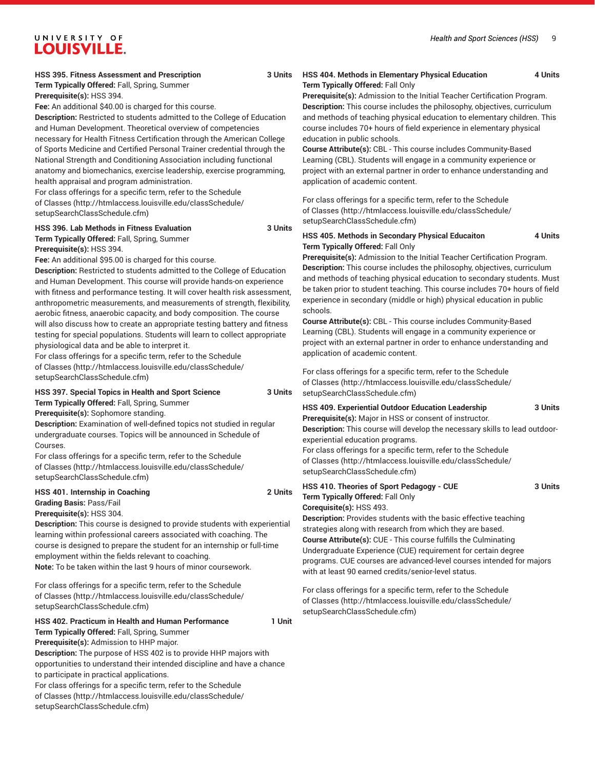**HSS 395. Fitness Assessment and Prescription 3 Units**

**Term Typically Offered:** Fall, Spring, Summer

**Prerequisite(s):** HSS 394.

**Fee:** An additional $40.00 is charged for this course.

**Description:** Restricted to students admitted to the College of Education and Human Development. Theoretical overview of competencies necessary for Health Fitness Certification through the American College of Sports Medicine and Certified Personal Trainer credential through the National Strength and Conditioning Association including functional anatomy and biomechanics, exercise leadership, exercise programming, health appraisal and program administration.

For class offerings for a specific term, refer to the Schedule of Classes (http://htmlaccess.louisville.edu/classSchedule/setupSearchClassSchedule.cfm)

**HSS 396. Lab Methods in Fitness Evaluation 3 Units**

**Term Typically Offered:** Fall, Spring, Summer

**Prerequisite(s):** HSS 394.

**Fee:** An additional $95.00 is charged for this course.

**Description:** Restricted to students admitted to the College of Education and Human Development. This course will provide hands-on experience with fitness and performance testing. It will cover health risk assessment, anthropometric measurements, and measurements of strength, flexibility, aerobic fitness, anaerobic capacity, and body composition. The course will also discuss how to create an appropriate testing battery and fitness testing for special populations. Students will learn to collect appropriate physiological data and be able to interpret it.

For class offerings for a specific term, refer to the Schedule of Classes (http://htmlaccess.louisville.edu/classSchedule/setupSearchClassSchedule.cfm)

**HSS 397. Special Topics in Health and Sport Science 3 Units**

**Term Typically Offered:** Fall, Spring, Summer

**Prerequisite(s):** Sophomore standing.

**Description:** Examination of well-defined topics not studied in regular undergraduate courses. Topics will be announced in Schedule of Courses.

For class offerings for a specific term, refer to the Schedule of Classes (http://htmlaccess.louisville.edu/classSchedule/setupSearchClassSchedule.cfm)

**HSS 401. Internship in Coaching 2 Units**

**Grading Basis:** Pass/Fail

**Prerequisite(s):** HSS 304.

**Description:** This course is designed to provide students with experiential learning within professional careers associated with coaching. The course is designed to prepare the student for an internship or full-time employment within the fields relevant to coaching.

**Note:** To be taken within the last 9 hours of minor coursework.

For class offerings for a specific term, refer to the Schedule of Classes (http://htmlaccess.louisville.edu/classSchedule/setupSearchClassSchedule.cfm)

**HSS 402. Practicum in Health and Human Performance 1 Unit**

**Term Typically Offered:** Fall, Spring, Summer

**Prerequisite(s):** Admission to HHP major.

**Description:** The purpose of HSS 402 is to provide HHP majors with opportunities to understand their intended discipline and have a chance to participate in practical applications.

For class offerings for a specific term, refer to the Schedule of Classes (http://htmlaccess.louisville.edu/classSchedule/setupSearchClassSchedule.cfm)

**HSS 404. Methods in Elementary Physical Education 4 Units**

**Term Typically Offered:** Fall Only

**Prerequisite(s):** Admission to the Initial Teacher Certification Program.

**Description:** This course includes the philosophy, objectives, curriculum and methods of teaching physical education to elementary children. This course includes 70+ hours of field experience in elementary physical education in public schools.

**Course Attribute(s):** CBL - This course includes Community-Based Learning (CBL). Students will engage in a community experience or project with an external partner in order to enhance understanding and application of academic content.

For class offerings for a specific term, refer to the Schedule of Classes (http://htmlaccess.louisville.edu/classSchedule/setupSearchClassSchedule.cfm)

**HSS 405. Methods in Secondary Physical Educaiton 4 Units**

**Term Typically Offered:** Fall Only

**Prerequisite(s):** Admission to the Initial Teacher Certification Program.

**Description:** This course includes the philosophy, objectives, curriculum and methods of teaching physical education to secondary students. Must be taken prior to student teaching. This course includes 70+ hours of field experience in secondary (middle or high) physical education in public schools.

**Course Attribute(s):** CBL - This course includes Community-Based Learning (CBL). Students will engage in a community experience or project with an external partner in order to enhance understanding and application of academic content.

For class offerings for a specific term, refer to the Schedule of Classes (http://htmlaccess.louisville.edu/classSchedule/setupSearchClassSchedule.cfm)

**HSS 409. Experiential Outdoor Education Leadership 3 Units**

**Prerequisite(s):** Major in HSS or consent of instructor.

**Description:** This course will develop the necessary skills to lead outdoor-experiential education programs.

For class offerings for a specific term, refer to the Schedule of Classes (http://htmlaccess.louisville.edu/classSchedule/setupSearchClassSchedule.cfm)

**HSS 410. Theories of Sport Pedagogy - CUE 3 Units**

**Term Typically Offered:** Fall Only

**Corequisite(s):** HSS 493.

**Description:** Provides students with the basic effective teaching strategies along with research from which they are based.

**Course Attribute(s):** CUE - This course fulfills the Culminating Undergraduate Experience (CUE) requirement for certain degree programs. CUE courses are advanced-level courses intended for majors with at least 90 earned credits/senior-level status.

For class offerings for a specific term, refer to the Schedule of Classes (http://htmlaccess.louisville.edu/classSchedule/setupSearchClassSchedule.cfm)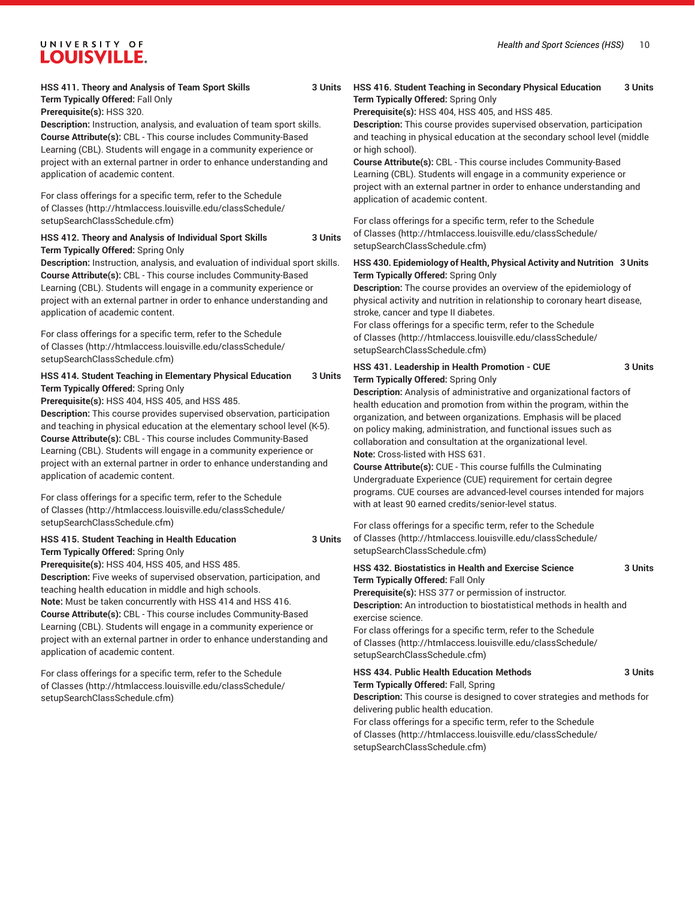**HSS 411. Theory and Analysis of Team Sport Skills 3 Units**
**Term Typically Offered:** Fall Only
**Prerequisite(s):** HSS 320.
**Description:** Instruction, analysis, and evaluation of team sport skills.
**Course Attribute(s):** CBL - This course includes Community-Based Learning (CBL). Students will engage in a community experience or project with an external partner in order to enhance understanding and application of academic content.

For class offerings for a specific term, refer to the Schedule of Classes (http://htmlaccess.louisville.edu/classSchedule/setupSearchClassSchedule.cfm)

**HSS 412. Theory and Analysis of Individual Sport Skills 3 Units**
**Term Typically Offered:** Spring Only
**Description:** Instruction, analysis, and evaluation of individual sport skills.
**Course Attribute(s):** CBL - This course includes Community-Based Learning (CBL). Students will engage in a community experience or project with an external partner in order to enhance understanding and application of academic content.

For class offerings for a specific term, refer to the Schedule of Classes (http://htmlaccess.louisville.edu/classSchedule/setupSearchClassSchedule.cfm)

**HSS 414. Student Teaching in Elementary Physical Education 3 Units**
**Term Typically Offered:** Spring Only
**Prerequisite(s):** HSS 404, HSS 405, and HSS 485.
**Description:** This course provides supervised observation, participation and teaching in physical education at the elementary school level (K-5).
**Course Attribute(s):** CBL - This course includes Community-Based Learning (CBL). Students will engage in a community experience or project with an external partner in order to enhance understanding and application of academic content.

For class offerings for a specific term, refer to the Schedule of Classes (http://htmlaccess.louisville.edu/classSchedule/setupSearchClassSchedule.cfm)

**HSS 415. Student Teaching in Health Education 3 Units**
**Term Typically Offered:** Spring Only
**Prerequisite(s):** HSS 404, HSS 405, and HSS 485.
**Description:** Five weeks of supervised observation, participation, and teaching health education in middle and high schools.
**Note:** Must be taken concurrently with HSS 414 and HSS 416.
**Course Attribute(s):** CBL - This course includes Community-Based Learning (CBL). Students will engage in a community experience or project with an external partner in order to enhance understanding and application of academic content.

For class offerings for a specific term, refer to the Schedule of Classes (http://htmlaccess.louisville.edu/classSchedule/setupSearchClassSchedule.cfm)

**HSS 416. Student Teaching in Secondary Physical Education 3 Units**
**Term Typically Offered:** Spring Only
**Prerequisite(s):** HSS 404, HSS 405, and HSS 485.
**Description:** This course provides supervised observation, participation and teaching in physical education at the secondary school level (middle or high school).
**Course Attribute(s):** CBL - This course includes Community-Based Learning (CBL). Students will engage in a community experience or project with an external partner in order to enhance understanding and application of academic content.

For class offerings for a specific term, refer to the Schedule of Classes (http://htmlaccess.louisville.edu/classSchedule/setupSearchClassSchedule.cfm)

**HSS 430. Epidemiology of Health, Physical Activity and Nutrition 3 Units**
**Term Typically Offered:** Spring Only
**Description:** The course provides an overview of the epidemiology of physical activity and nutrition in relationship to coronary heart disease, stroke, cancer and type II diabetes.
For class offerings for a specific term, refer to the Schedule of Classes (http://htmlaccess.louisville.edu/classSchedule/setupSearchClassSchedule.cfm)

**HSS 431. Leadership in Health Promotion - CUE 3 Units**
**Term Typically Offered:** Spring Only
**Description:** Analysis of administrative and organizational factors of health education and promotion from within the program, within the organization, and between organizations. Emphasis will be placed on policy making, administration, and functional issues such as collaboration and consultation at the organizational level.
**Note:** Cross-listed with HSS 631.
**Course Attribute(s):** CUE - This course fulfills the Culminating Undergraduate Experience (CUE) requirement for certain degree programs. CUE courses are advanced-level courses intended for majors with at least 90 earned credits/senior-level status.

For class offerings for a specific term, refer to the Schedule of Classes (http://htmlaccess.louisville.edu/classSchedule/setupSearchClassSchedule.cfm)

**HSS 432. Biostatistics in Health and Exercise Science 3 Units**
**Term Typically Offered:** Fall Only
**Prerequisite(s):** HSS 377 or permission of instructor.
**Description:** An introduction to biostatistical methods in health and exercise science.
For class offerings for a specific term, refer to the Schedule of Classes (http://htmlaccess.louisville.edu/classSchedule/setupSearchClassSchedule.cfm)

**HSS 434. Public Health Education Methods 3 Units**
**Term Typically Offered:** Fall, Spring
**Description:** This course is designed to cover strategies and methods for delivering public health education.
For class offerings for a specific term, refer to the Schedule of Classes (http://htmlaccess.louisville.edu/classSchedule/setupSearchClassSchedule.cfm)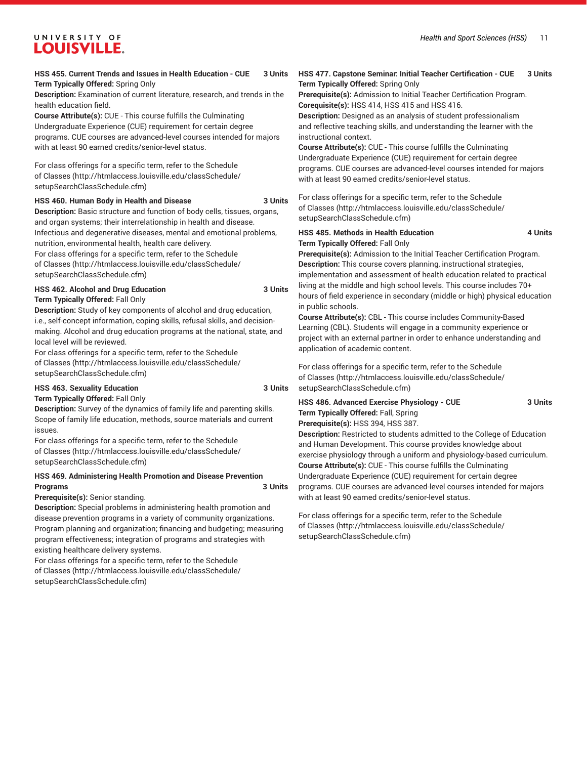**HSS 455. Current Trends and Issues in Health Education - CUE 3 Units**
**Term Typically Offered:** Spring Only
**Description:** Examination of current literature, research, and trends in the health education field.
**Course Attribute(s):** CUE - This course fulfills the Culminating Undergraduate Experience (CUE) requirement for certain degree programs. CUE courses are advanced-level courses intended for majors with at least 90 earned credits/senior-level status.

For class offerings for a specific term, refer to the Schedule of Classes (http://htmlaccess.louisville.edu/classSchedule/setupSearchClassSchedule.cfm)

**HSS 460. Human Body in Health and Disease 3 Units**
**Description:** Basic structure and function of body cells, tissues, organs, and organ systems; their interrelationship in health and disease. Infectious and degenerative diseases, mental and emotional problems, nutrition, environmental health, health care delivery.
For class offerings for a specific term, refer to the Schedule of Classes (http://htmlaccess.louisville.edu/classSchedule/setupSearchClassSchedule.cfm)

**HSS 462. Alcohol and Drug Education 3 Units**
**Term Typically Offered:** Fall Only
**Description:** Study of key components of alcohol and drug education, i.e., self-concept information, coping skills, refusal skills, and decision-making. Alcohol and drug education programs at the national, state, and local level will be reviewed.
For class offerings for a specific term, refer to the Schedule of Classes (http://htmlaccess.louisville.edu/classSchedule/setupSearchClassSchedule.cfm)

**HSS 463. Sexuality Education 3 Units**
**Term Typically Offered:** Fall Only
**Description:** Survey of the dynamics of family life and parenting skills. Scope of family life education, methods, source materials and current issues.
For class offerings for a specific term, refer to the Schedule of Classes (http://htmlaccess.louisville.edu/classSchedule/setupSearchClassSchedule.cfm)

**HSS 469. Administering Health Promotion and Disease Prevention Programs 3 Units**
**Prerequisite(s):** Senior standing.
**Description:** Special problems in administering health promotion and disease prevention programs in a variety of community organizations. Program planning and organization; financing and budgeting; measuring program effectiveness; integration of programs and strategies with existing healthcare delivery systems.
For class offerings for a specific term, refer to the Schedule of Classes (http://htmlaccess.louisville.edu/classSchedule/setupSearchClassSchedule.cfm)

**HSS 477. Capstone Seminar: Initial Teacher Certification - CUE 3 Units**
**Term Typically Offered:** Spring Only
**Prerequisite(s):** Admission to Initial Teacher Certification Program.
**Corequisite(s):** HSS 414, HSS 415 and HSS 416.
**Description:** Designed as an analysis of student professionalism and reflective teaching skills, and understanding the learner with the instructional context.
**Course Attribute(s):** CUE - This course fulfills the Culminating Undergraduate Experience (CUE) requirement for certain degree programs. CUE courses are advanced-level courses intended for majors with at least 90 earned credits/senior-level status.

For class offerings for a specific term, refer to the Schedule of Classes (http://htmlaccess.louisville.edu/classSchedule/setupSearchClassSchedule.cfm)

**HSS 485. Methods in Health Education 4 Units**
**Term Typically Offered:** Fall Only
**Prerequisite(s):** Admission to the Initial Teacher Certification Program.
**Description:** This course covers planning, instructional strategies, implementation and assessment of health education related to practical living at the middle and high school levels. This course includes 70+ hours of field experience in secondary (middle or high) physical education in public schools.
**Course Attribute(s):** CBL - This course includes Community-Based Learning (CBL). Students will engage in a community experience or project with an external partner in order to enhance understanding and application of academic content.

For class offerings for a specific term, refer to the Schedule of Classes (http://htmlaccess.louisville.edu/classSchedule/setupSearchClassSchedule.cfm)

**HSS 486. Advanced Exercise Physiology - CUE 3 Units**
**Term Typically Offered:** Fall, Spring
**Prerequisite(s):** HSS 394, HSS 387.
**Description:** Restricted to students admitted to the College of Education and Human Development. This course provides knowledge about exercise physiology through a uniform and physiology-based curriculum.
**Course Attribute(s):** CUE - This course fulfills the Culminating Undergraduate Experience (CUE) requirement for certain degree programs. CUE courses are advanced-level courses intended for majors with at least 90 earned credits/senior-level status.

For class offerings for a specific term, refer to the Schedule of Classes (http://htmlaccess.louisville.edu/classSchedule/setupSearchClassSchedule.cfm)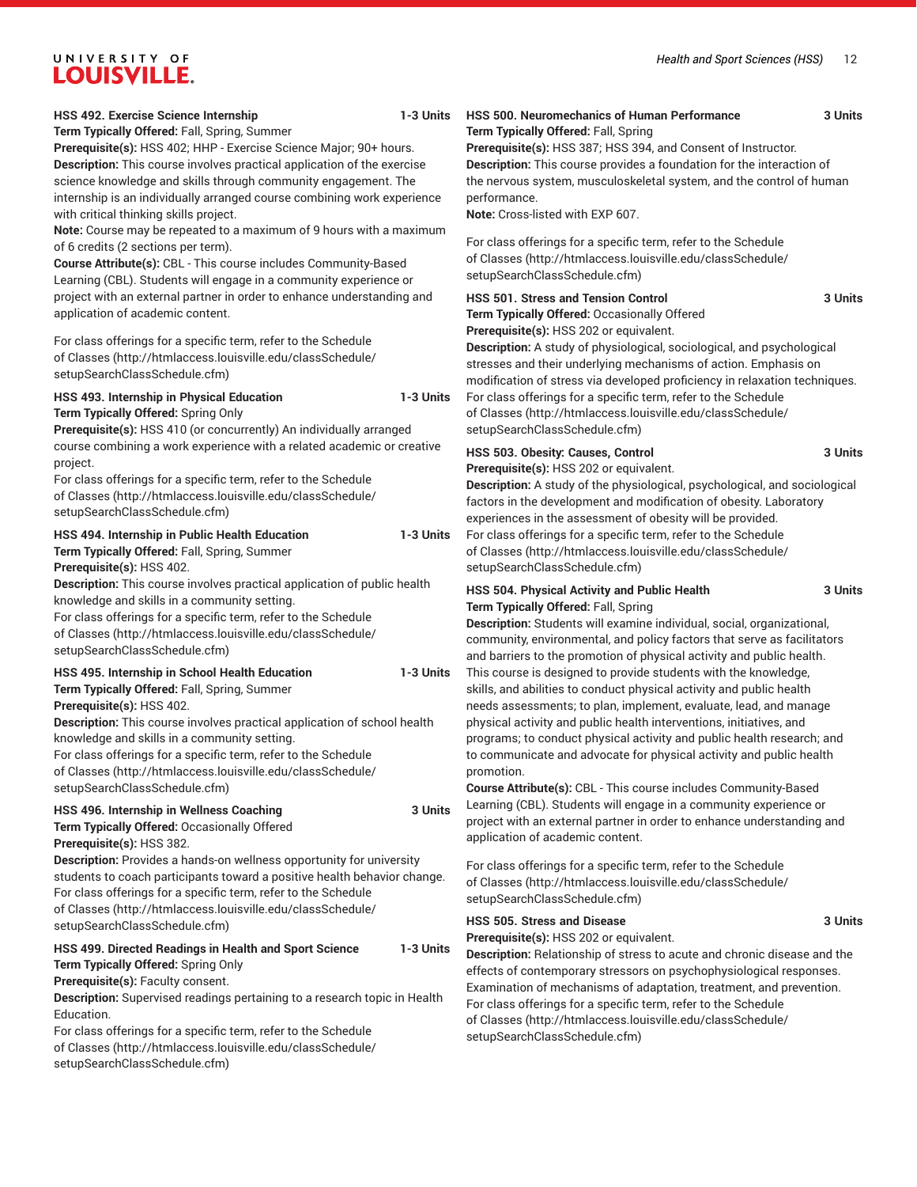**HSS 492. Exercise Science Internship** 1-3 Units

**Term Typically Offered:** Fall, Spring, Summer

**Prerequisite(s):** HSS 402; HHP - Exercise Science Major; 90+ hours.

**Description:** This course involves practical application of the exercise science knowledge and skills through community engagement. The internship is an individually arranged course combining work experience with critical thinking skills project.

**Note:** Course may be repeated to a maximum of 9 hours with a maximum of 6 credits (2 sections per term).

**Course Attribute(s):** CBL - This course includes Community-Based Learning (CBL). Students will engage in a community experience or project with an external partner in order to enhance understanding and application of academic content.

For class offerings for a specific term, refer to the Schedule of Classes (http://htmlaccess.louisville.edu/classSchedule/setupSearchClassSchedule.cfm)

**HSS 493. Internship in Physical Education** 1-3 Units

**Term Typically Offered:** Spring Only

**Prerequisite(s):** HSS 410 (or concurrently) An individually arranged course combining a work experience with a related academic or creative project.

For class offerings for a specific term, refer to the Schedule of Classes (http://htmlaccess.louisville.edu/classSchedule/setupSearchClassSchedule.cfm)

**HSS 494. Internship in Public Health Education** 1-3 Units

**Term Typically Offered:** Fall, Spring, Summer

**Prerequisite(s):** HSS 402.

**Description:** This course involves practical application of public health knowledge and skills in a community setting.

For class offerings for a specific term, refer to the Schedule of Classes (http://htmlaccess.louisville.edu/classSchedule/setupSearchClassSchedule.cfm)

**HSS 495. Internship in School Health Education** 1-3 Units

**Term Typically Offered:** Fall, Spring, Summer

**Prerequisite(s):** HSS 402.

**Description:** This course involves practical application of school health knowledge and skills in a community setting.

For class offerings for a specific term, refer to the Schedule of Classes (http://htmlaccess.louisville.edu/classSchedule/setupSearchClassSchedule.cfm)

**HSS 496. Internship in Wellness Coaching** 3 Units

**Term Typically Offered:** Occasionally Offered

**Prerequisite(s):** HSS 382.

**Description:** Provides a hands-on wellness opportunity for university students to coach participants toward a positive health behavior change.

For class offerings for a specific term, refer to the Schedule of Classes (http://htmlaccess.louisville.edu/classSchedule/setupSearchClassSchedule.cfm)

**HSS 499. Directed Readings in Health and Sport Science** 1-3 Units

**Term Typically Offered:** Spring Only

**Prerequisite(s):** Faculty consent.

**Description:** Supervised readings pertaining to a research topic in Health Education.

For class offerings for a specific term, refer to the Schedule of Classes (http://htmlaccess.louisville.edu/classSchedule/setupSearchClassSchedule.cfm)

**HSS 500. Neuromechanics of Human Performance** 3 Units

**Term Typically Offered:** Fall, Spring

**Prerequisite(s):** HSS 387; HSS 394, and Consent of Instructor.

**Description:** This course provides a foundation for the interaction of the nervous system, musculoskeletal system, and the control of human performance.

**Note:** Cross-listed with EXP 607.

For class offerings for a specific term, refer to the Schedule of Classes (http://htmlaccess.louisville.edu/classSchedule/setupSearchClassSchedule.cfm)

**HSS 501. Stress and Tension Control** 3 Units

**Term Typically Offered:** Occasionally Offered

**Prerequisite(s):** HSS 202 or equivalent.

**Description:** A study of physiological, sociological, and psychological stresses and their underlying mechanisms of action. Emphasis on modification of stress via developed proficiency in relaxation techniques.

For class offerings for a specific term, refer to the Schedule of Classes (http://htmlaccess.louisville.edu/classSchedule/setupSearchClassSchedule.cfm)

**HSS 503. Obesity: Causes, Control** 3 Units

**Prerequisite(s):** HSS 202 or equivalent.

**Description:** A study of the physiological, psychological, and sociological factors in the development and modification of obesity. Laboratory experiences in the assessment of obesity will be provided.

For class offerings for a specific term, refer to the Schedule of Classes (http://htmlaccess.louisville.edu/classSchedule/setupSearchClassSchedule.cfm)

**HSS 504. Physical Activity and Public Health** 3 Units

**Term Typically Offered:** Fall, Spring

**Description:** Students will examine individual, social, organizational, community, environmental, and policy factors that serve as facilitators and barriers to the promotion of physical activity and public health. This course is designed to provide students with the knowledge, skills, and abilities to conduct physical activity and public health needs assessments; to plan, implement, evaluate, lead, and manage physical activity and public health interventions, initiatives, and programs; to conduct physical activity and public health research; and to communicate and advocate for physical activity and public health promotion.

**Course Attribute(s):** CBL - This course includes Community-Based Learning (CBL). Students will engage in a community experience or project with an external partner in order to enhance understanding and application of academic content.

For class offerings for a specific term, refer to the Schedule of Classes (http://htmlaccess.louisville.edu/classSchedule/setupSearchClassSchedule.cfm)

**HSS 505. Stress and Disease** 3 Units

**Prerequisite(s):** HSS 202 or equivalent.

**Description:** Relationship of stress to acute and chronic disease and the effects of contemporary stressors on psychophysiological responses. Examination of mechanisms of adaptation, treatment, and prevention.

For class offerings for a specific term, refer to the Schedule of Classes (http://htmlaccess.louisville.edu/classSchedule/setupSearchClassSchedule.cfm)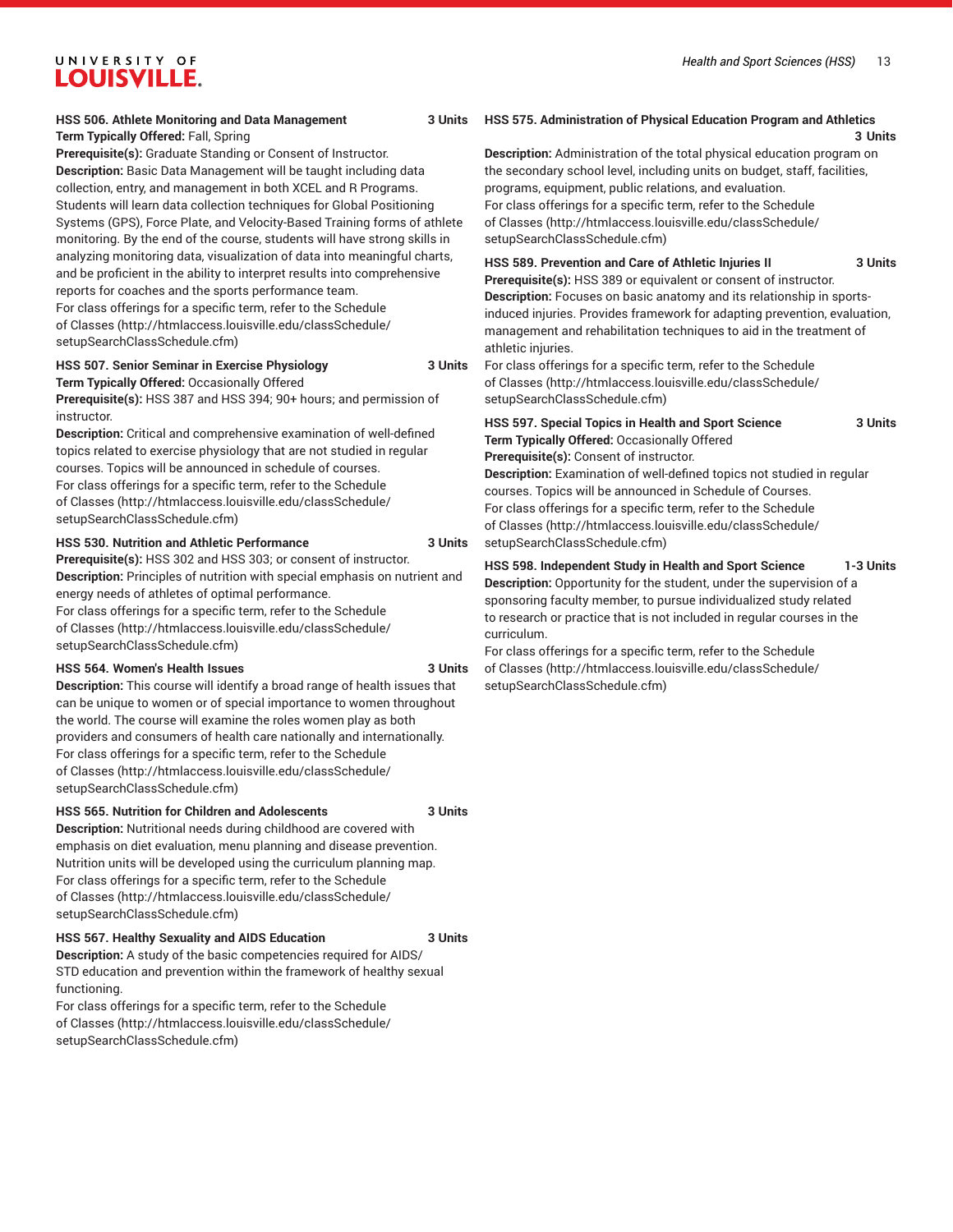**HSS 506. Athlete Monitoring and Data Management 3 Units**

**Term Typically Offered:** Fall, Spring

**Prerequisite(s):** Graduate Standing or Consent of Instructor.

**Description:** Basic Data Management will be taught including data collection, entry, and management in both XCEL and R Programs. Students will learn data collection techniques for Global Positioning Systems (GPS), Force Plate, and Velocity-Based Training forms of athlete monitoring. By the end of the course, students will have strong skills in analyzing monitoring data, visualization of data into meaningful charts, and be proficient in the ability to interpret results into comprehensive reports for coaches and the sports performance team.

For class offerings for a specific term, refer to the Schedule of Classes (http://htmlaccess.louisville.edu/classSchedule/setupSearchClassSchedule.cfm)

**HSS 507. Senior Seminar in Exercise Physiology 3 Units**

**Term Typically Offered:** Occasionally Offered

**Prerequisite(s):** HSS 387 and HSS 394; 90+ hours; and permission of instructor.

**Description:** Critical and comprehensive examination of well-defined topics related to exercise physiology that are not studied in regular courses. Topics will be announced in schedule of courses.

For class offerings for a specific term, refer to the Schedule of Classes (http://htmlaccess.louisville.edu/classSchedule/setupSearchClassSchedule.cfm)

**HSS 530. Nutrition and Athletic Performance 3 Units**

**Prerequisite(s):** HSS 302 and HSS 303; or consent of instructor.

**Description:** Principles of nutrition with special emphasis on nutrient and energy needs of athletes of optimal performance.

For class offerings for a specific term, refer to the Schedule of Classes (http://htmlaccess.louisville.edu/classSchedule/setupSearchClassSchedule.cfm)

**HSS 564. Women's Health Issues 3 Units**

**Description:** This course will identify a broad range of health issues that can be unique to women or of special importance to women throughout the world. The course will examine the roles women play as both providers and consumers of health care nationally and internationally.

For class offerings for a specific term, refer to the Schedule of Classes (http://htmlaccess.louisville.edu/classSchedule/setupSearchClassSchedule.cfm)

**HSS 565. Nutrition for Children and Adolescents 3 Units**

**Description:** Nutritional needs during childhood are covered with emphasis on diet evaluation, menu planning and disease prevention. Nutrition units will be developed using the curriculum planning map.

For class offerings for a specific term, refer to the Schedule of Classes (http://htmlaccess.louisville.edu/classSchedule/setupSearchClassSchedule.cfm)

**HSS 567. Healthy Sexuality and AIDS Education 3 Units**

**Description:** A study of the basic competencies required for AIDS/STD education and prevention within the framework of healthy sexual functioning.

For class offerings for a specific term, refer to the Schedule of Classes (http://htmlaccess.louisville.edu/classSchedule/setupSearchClassSchedule.cfm)

**HSS 575. Administration of Physical Education Program and Athletics 3 Units**

**Description:** Administration of the total physical education program on the secondary school level, including units on budget, staff, facilities, programs, equipment, public relations, and evaluation.

For class offerings for a specific term, refer to the Schedule of Classes (http://htmlaccess.louisville.edu/classSchedule/setupSearchClassSchedule.cfm)

**HSS 589. Prevention and Care of Athletic Injuries II 3 Units**

**Prerequisite(s):** HSS 389 or equivalent or consent of instructor.

**Description:** Focuses on basic anatomy and its relationship in sports-induced injuries. Provides framework for adapting prevention, evaluation, management and rehabilitation techniques to aid in the treatment of athletic injuries.

For class offerings for a specific term, refer to the Schedule of Classes (http://htmlaccess.louisville.edu/classSchedule/setupSearchClassSchedule.cfm)

**HSS 597. Special Topics in Health and Sport Science 3 Units**

**Term Typically Offered:** Occasionally Offered

**Prerequisite(s):** Consent of instructor.

**Description:** Examination of well-defined topics not studied in regular courses. Topics will be announced in Schedule of Courses.

For class offerings for a specific term, refer to the Schedule of Classes (http://htmlaccess.louisville.edu/classSchedule/setupSearchClassSchedule.cfm)

**HSS 598. Independent Study in Health and Sport Science 1-3 Units**

**Description:** Opportunity for the student, under the supervision of a sponsoring faculty member, to pursue individualized study related to research or practice that is not included in regular courses in the curriculum.

For class offerings for a specific term, refer to the Schedule of Classes (http://htmlaccess.louisville.edu/classSchedule/setupSearchClassSchedule.cfm)